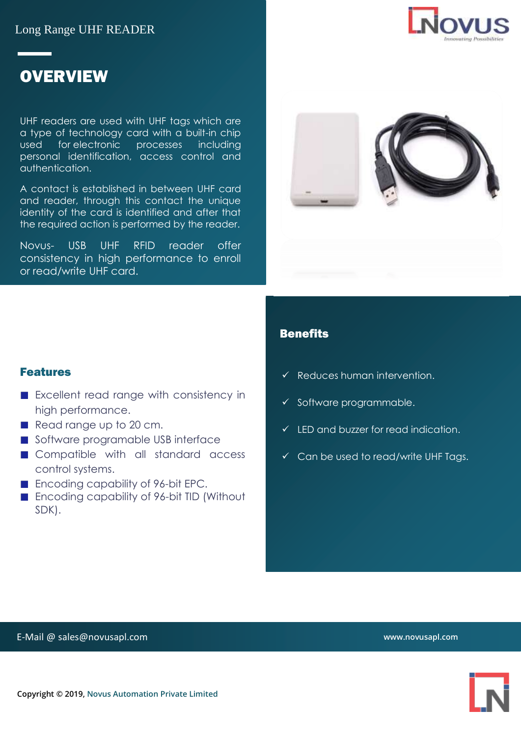Long Range UHF READER

# OVERVIEW

UHF readers are used with UHF tags which are a type of technology card with a built-in chip used for electronic processes including personal identification, access control and authentication.

A contact is established in between UHF card and reader, through this contact the unique identity of the card is identified and after that the required action is performed by the reader.

Novus- USB UHF RFID reader offer consistency in high performance to enroll or read/write UHF card.

## Features

- Excellent read range with consistency in high performance.
- Read range up to 20 cm.
- Software programable USB interface
- Compatible with all standard access control systems.
- Encoding capability of 96-bit EPC.
- Encoding capability of 96-bit TID (Without SDK).

## Benefits

- ✓ Reduces human intervention.
- ✓ Software programmable.
- ✓ LED and buzzer for read indication.
- ✓ Can be used to read/write UHF Tags.

E-Mail @ sales@novusapl.com

www.novusapl.com

Copyright © 2019, Novus Automation Private Limited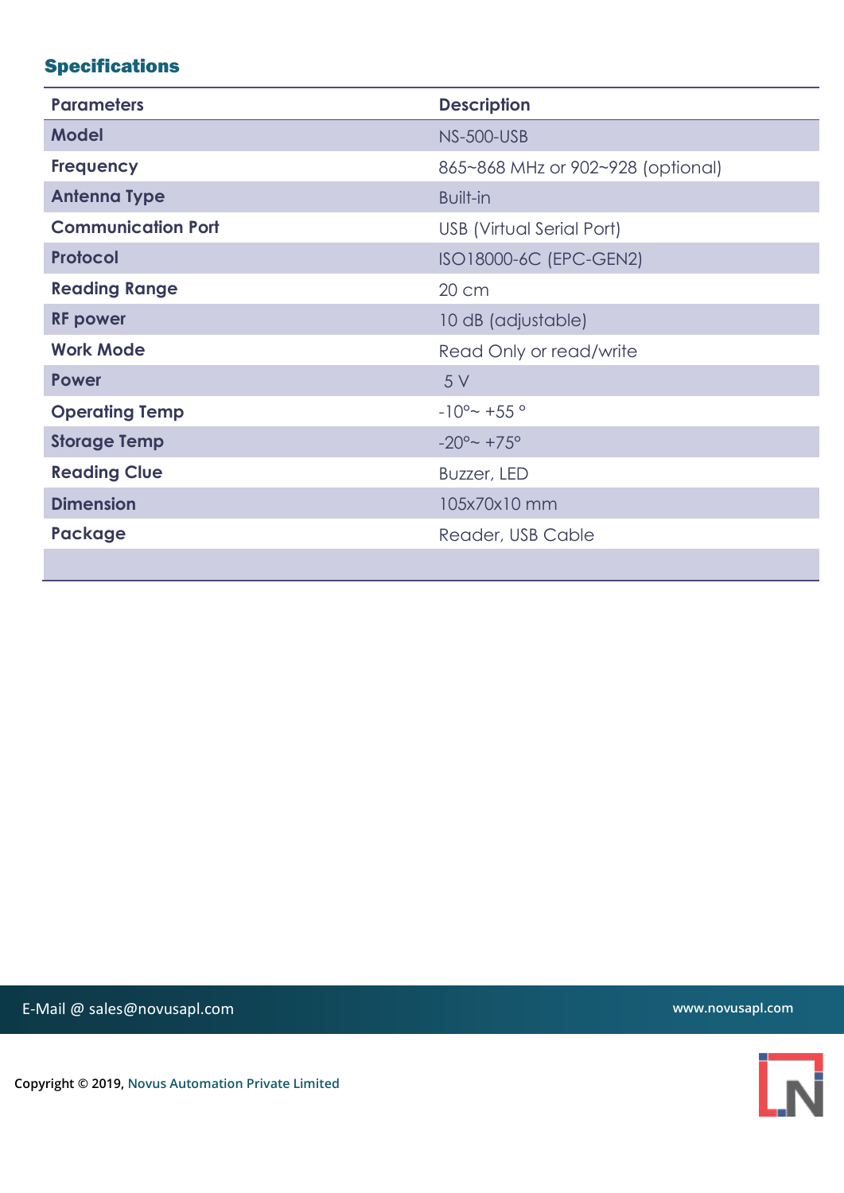## Specifications

| Parameters | Description |
|---|---|
| Model | NS-500-USB |
| Frequency | 865~868 MHz or 902~928 (optional) |
| Antenna Type | Built-in |
| Communication Port | USB (Virtual Serial Port) |
| Protocol | ISO18000-6C (EPC-GEN2) |
| Reading Range | 20 cm |
| RF power | 10 dB (adjustable) |
| Work Mode | Read Only or read/write |
| Power | 5 V |
| Operating Temp | -10°~ +55 ° |
| Storage Temp | -20°~ +75° |
| Reading Clue | Buzzer, LED |
| Dimension | 105x70x10 mm |
| Package | Reader, USB Cable |

E-Mail @ sales@novusapl.com

www.novusapl.com

Copyright © 2019, Novus Automation Private Limited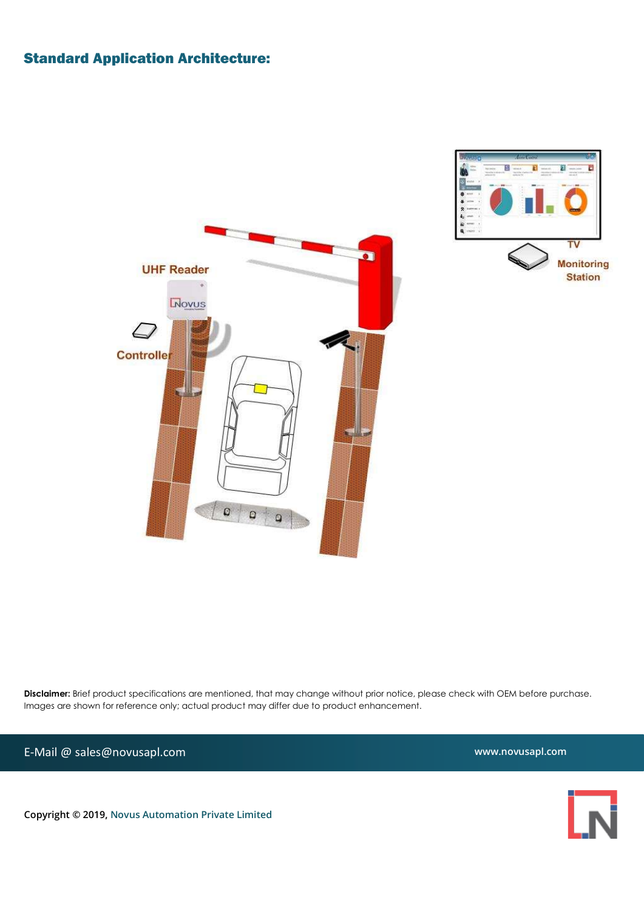## Standard Application Architecture:

UHF Reader

Controller

TV

Monitoring Station

**Disclaimer:** Brief product specifications are mentioned, that may change without prior notice, please check with OEM before purchase. Images are shown for reference only; actual product may differ due to product enhancement.

E-Mail @ sales@novusapl.com

www.novusapl.com

Copyright © 2019, Novus Automation Private Limited